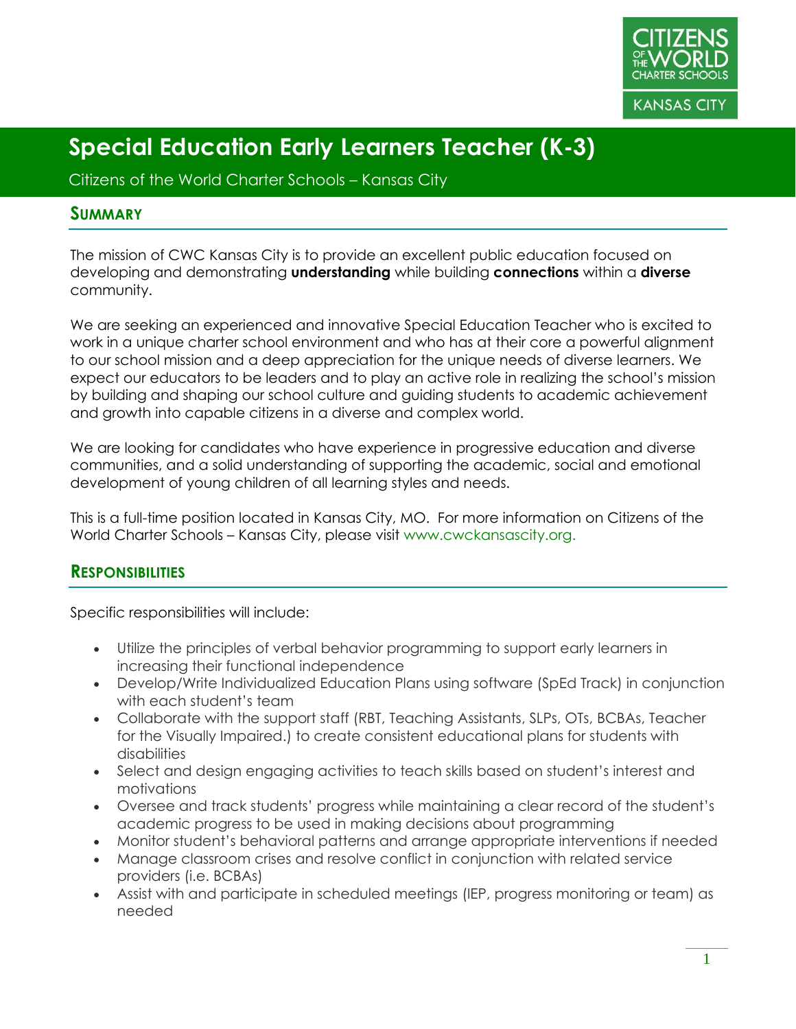# Special Education Early Learners Teacher (K-3)

Citizens of the World Charter Schools – Kansas City

## Summary

The mission of CWC Kansas City is to provide an excellent public education focused on developing and demonstrating **understanding** while building **connections** within a **diverse** community.

We are seeking an experienced and innovative Special Education Teacher who is excited to work in a unique charter school environment and who has at their core a powerful alignment to our school mission and a deep appreciation for the unique needs of diverse learners. We expect our educators to be leaders and to play an active role in realizing the school's mission by building and shaping our school culture and guiding students to academic achievement and growth into capable citizens in a diverse and complex world.

We are looking for candidates who have experience in progressive education and diverse communities, and a solid understanding of supporting the academic, social and emotional development of young children of all learning styles and needs.

This is a full-time position located in Kansas City, MO. For more information on Citizens of the World Charter Schools – Kansas City, please visit www.cwckansascity.org.

## Responsibilities

Specific responsibilities will include:

- Utilize the principles of verbal behavior programming to support early learners in increasing their functional independence
- Develop/Write Individualized Education Plans using software (SpEd Track) in conjunction with each student's team
- Collaborate with the support staff (RBT, Teaching Assistants, SLPs, OTs, BCBAs, Teacher for the Visually Impaired.) to create consistent educational plans for students with disabilities
- Select and design engaging activities to teach skills based on student's interest and motivations
- Oversee and track students' progress while maintaining a clear record of the student's academic progress to be used in making decisions about programming
- Monitor student's behavioral patterns and arrange appropriate interventions if needed
- Manage classroom crises and resolve conflict in conjunction with related service providers (i.e. BCBAs)
- Assist with and participate in scheduled meetings (IEP, progress monitoring or team) as needed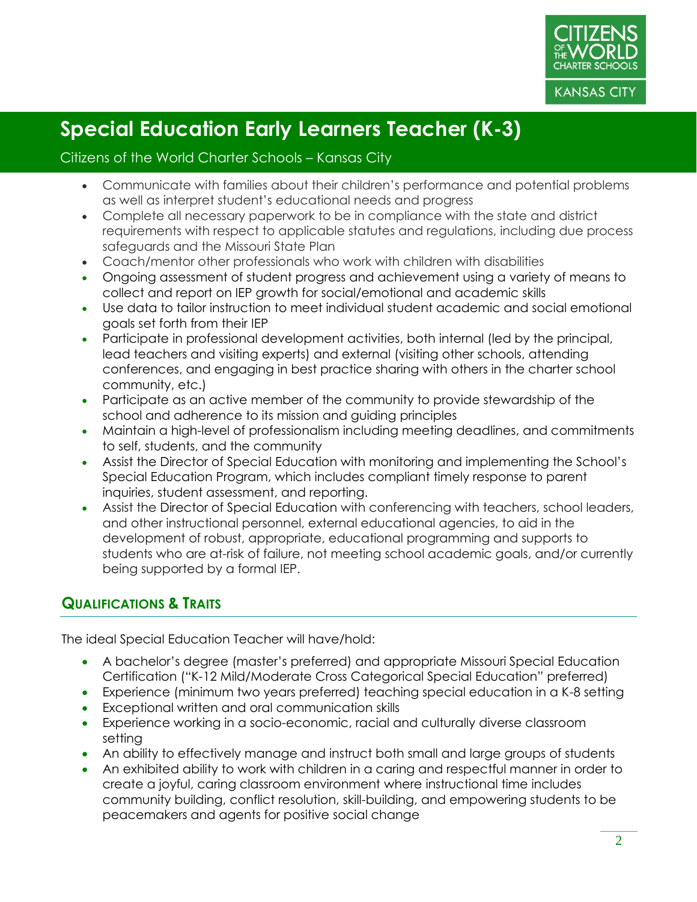- Communicate with families about their children's performance and potential problems as well as interpret student's educational needs and progress
- Complete all necessary paperwork to be in compliance with the state and district requirements with respect to applicable statutes and regulations, including due process safeguards and the Missouri State Plan
- Coach/mentor other professionals who work with children with disabilities
- Ongoing assessment of student progress and achievement using a variety of means to collect and report on IEP growth for social/emotional and academic skills
- Use data to tailor instruction to meet individual student academic and social emotional goals set forth from their IEP
- Participate in professional development activities, both internal (led by the principal, lead teachers and visiting experts) and external (visiting other schools, attending conferences, and engaging in best practice sharing with others in the charter school community, etc.)
- Participate as an active member of the community to provide stewardship of the school and adherence to its mission and guiding principles
- Maintain a high-level of professionalism including meeting deadlines, and commitments to self, students, and the community
- Assist the Director of Special Education with monitoring and implementing the School's Special Education Program, which includes compliant timely response to parent inquiries, student assessment, and reporting.
- Assist the Director of Special Education with conferencing with teachers, school leaders, and other instructional personnel, external educational agencies, to aid in the development of robust, appropriate, educational programming and supports to students who are at-risk of failure, not meeting school academic goals, and/or currently being supported by a formal IEP.

## Qualifications & Traits

The ideal Special Education Teacher will have/hold:

- A bachelor's degree (master's preferred) and appropriate Missouri Special Education Certification ("K-12 Mild/Moderate Cross Categorical Special Education" preferred)
- Experience (minimum two years preferred) teaching special education in a K-8 setting
- Exceptional written and oral communication skills
- Experience working in a socio-economic, racial and culturally diverse classroom setting
- An ability to effectively manage and instruct both small and large groups of students
- An exhibited ability to work with children in a caring and respectful manner in order to create a joyful, caring classroom environment where instructional time includes community building, conflict resolution, skill-building, and empowering students to be peacemakers and agents for positive social change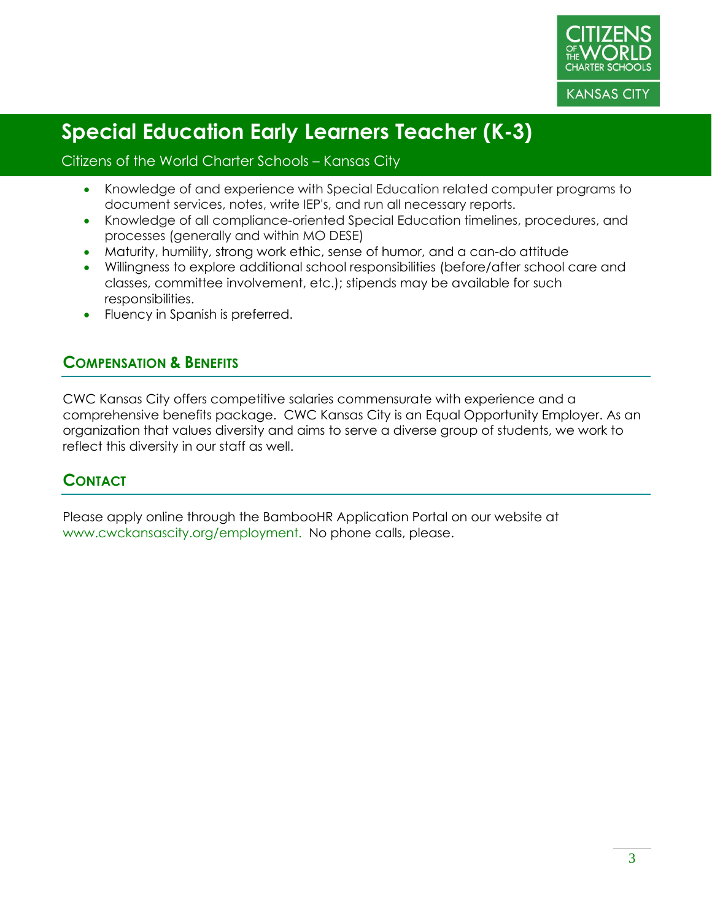- Knowledge of and experience with Special Education related computer programs to document services, notes, write IEP's, and run all necessary reports.
- Knowledge of all compliance-oriented Special Education timelines, procedures, and processes (generally and within MO DESE)
- Maturity, humility, strong work ethic, sense of humor, and a can-do attitude
- Willingness to explore additional school responsibilities (before/after school care and classes, committee involvement, etc.); stipends may be available for such responsibilities.
- Fluency in Spanish is preferred.

## Compensation & Benefits

CWC Kansas City offers competitive salaries commensurate with experience and a comprehensive benefits package. CWC Kansas City is an Equal Opportunity Employer. As an organization that values diversity and aims to serve a diverse group of students, we work to reflect this diversity in our staff as well.

## Contact

Please apply online through the BambooHR Application Portal on our website at www.cwckansascity.org/employment. No phone calls, please.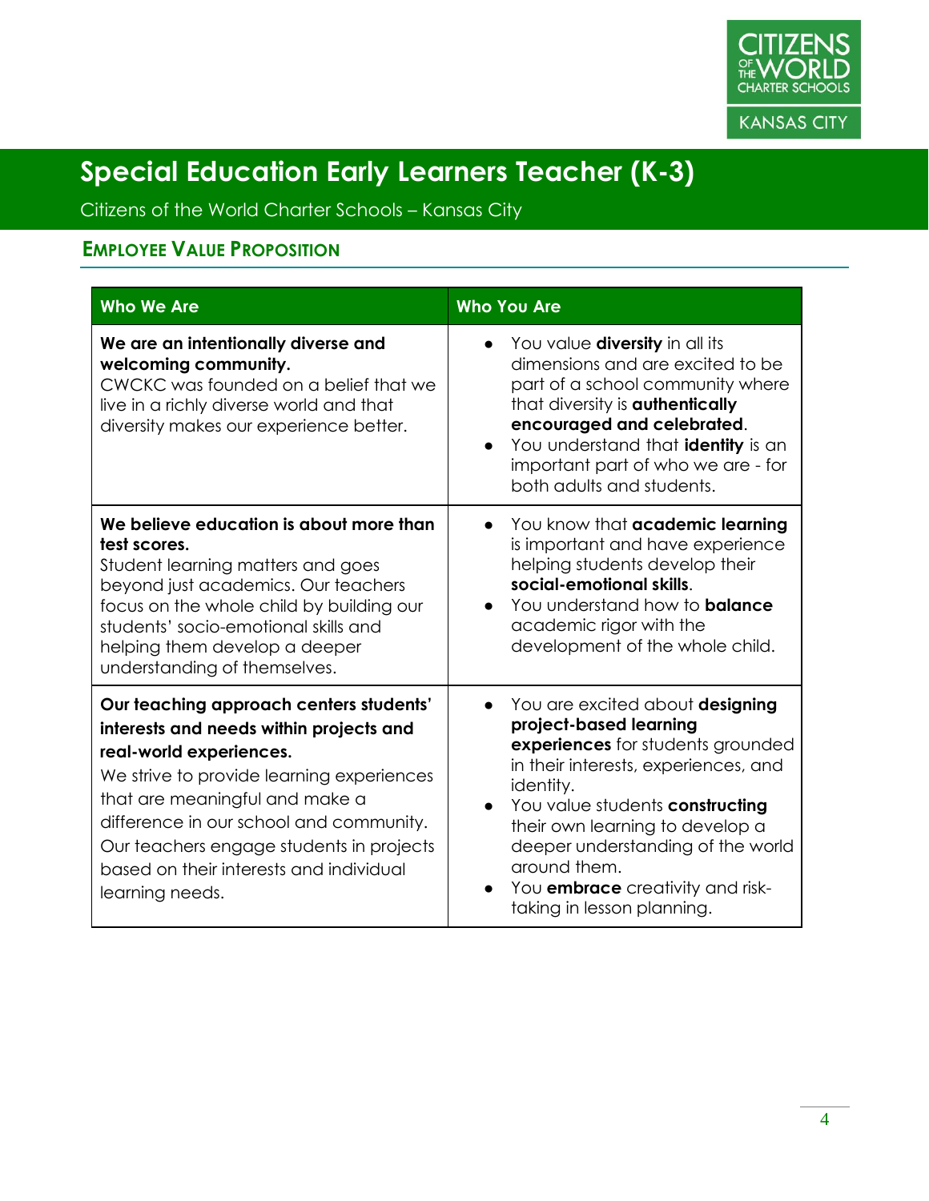# Special Education Early Learners Teacher (K-3)

Citizens of the World Charter Schools – Kansas City

## Employee Value Proposition

| Who We Are | Who You Are |
|---|---|
| **We are an intentionally diverse and welcoming community.** CWCKC was founded on a belief that we live in a richly diverse world and that diversity makes our experience better. | • You value **diversity** in all its dimensions and are excited to be part of a school community where that diversity is **authentically encouraged and celebrated**.<br>• You understand that **identity** is an important part of who we are - for both adults and students. |
| **We believe education is about more than test scores.** Student learning matters and goes beyond just academics. Our teachers focus on the whole child by building our students' socio-emotional skills and helping them develop a deeper understanding of themselves. | • You know that **academic learning** is important and have experience helping students develop their **social-emotional skills**.<br>• You understand how to **balance** academic rigor with the development of the whole child. |
| **Our teaching approach centers students' interests and needs within projects and real-world experiences.** We strive to provide learning experiences that are meaningful and make a difference in our school and community. Our teachers engage students in projects based on their interests and individual learning needs. | • You are excited about **designing project-based learning experiences** for students grounded in their interests, experiences, and identity.<br>• You value students **constructing** their own learning to develop a deeper understanding of the world around them.<br>• You **embrace** creativity and risk-taking in lesson planning. |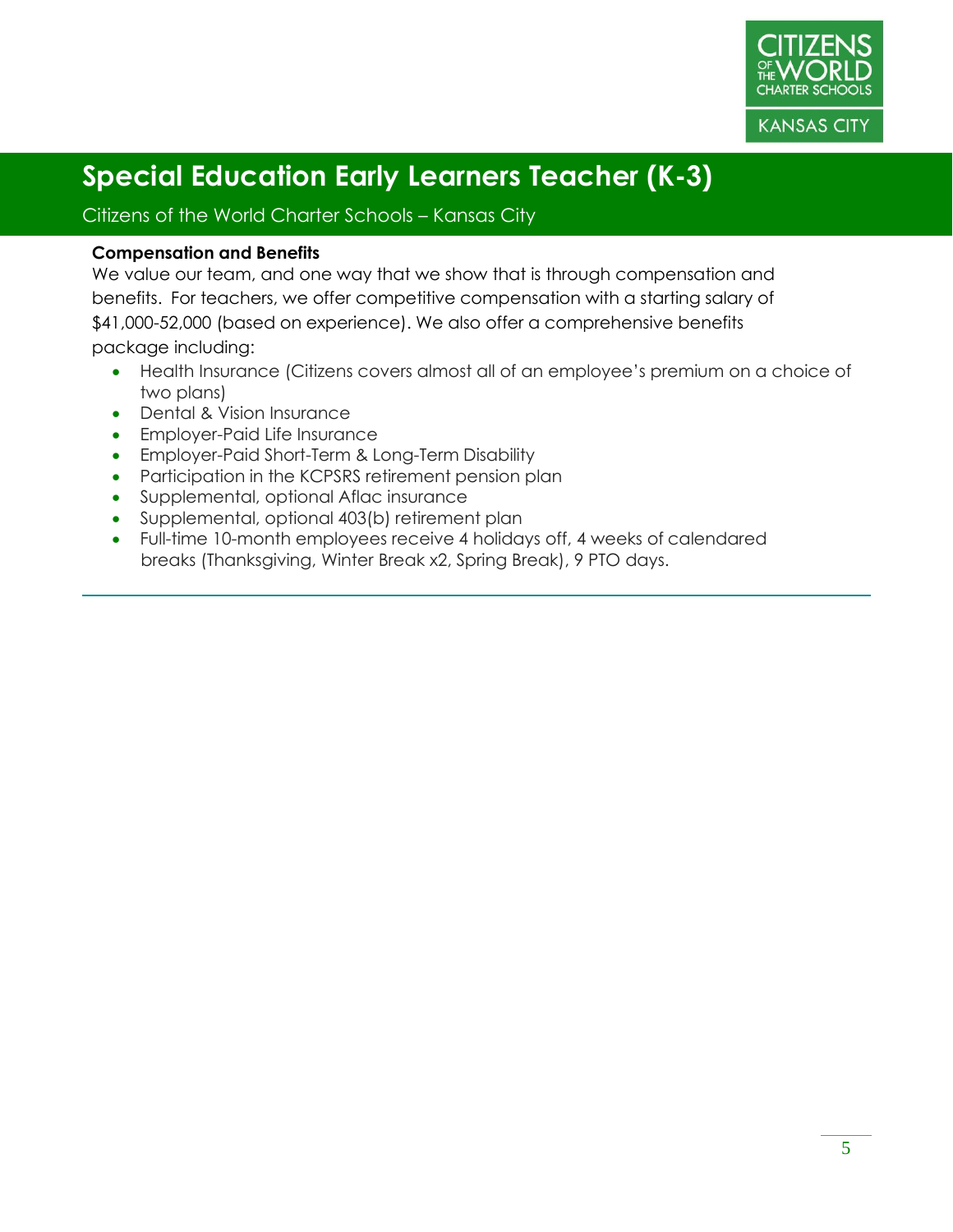# Special Education Early Learners Teacher (K-3)

Citizens of the World Charter Schools – Kansas City

**Compensation and Benefits**

We value our team, and one way that we show that is through compensation and benefits. For teachers, we offer competitive compensation with a starting salary of $41,000-52,000 (based on experience). We also offer a comprehensive benefits package including:

- Health Insurance (Citizens covers almost all of an employee's premium on a choice of two plans)
- Dental & Vision Insurance
- Employer-Paid Life Insurance
- Employer-Paid Short-Term & Long-Term Disability
- Participation in the KCPSRS retirement pension plan
- Supplemental, optional Aflac insurance
- Supplemental, optional 403(b) retirement plan
- Full-time 10-month employees receive 4 holidays off, 4 weeks of calendared breaks (Thanksgiving, Winter Break x2, Spring Break), 9 PTO days.